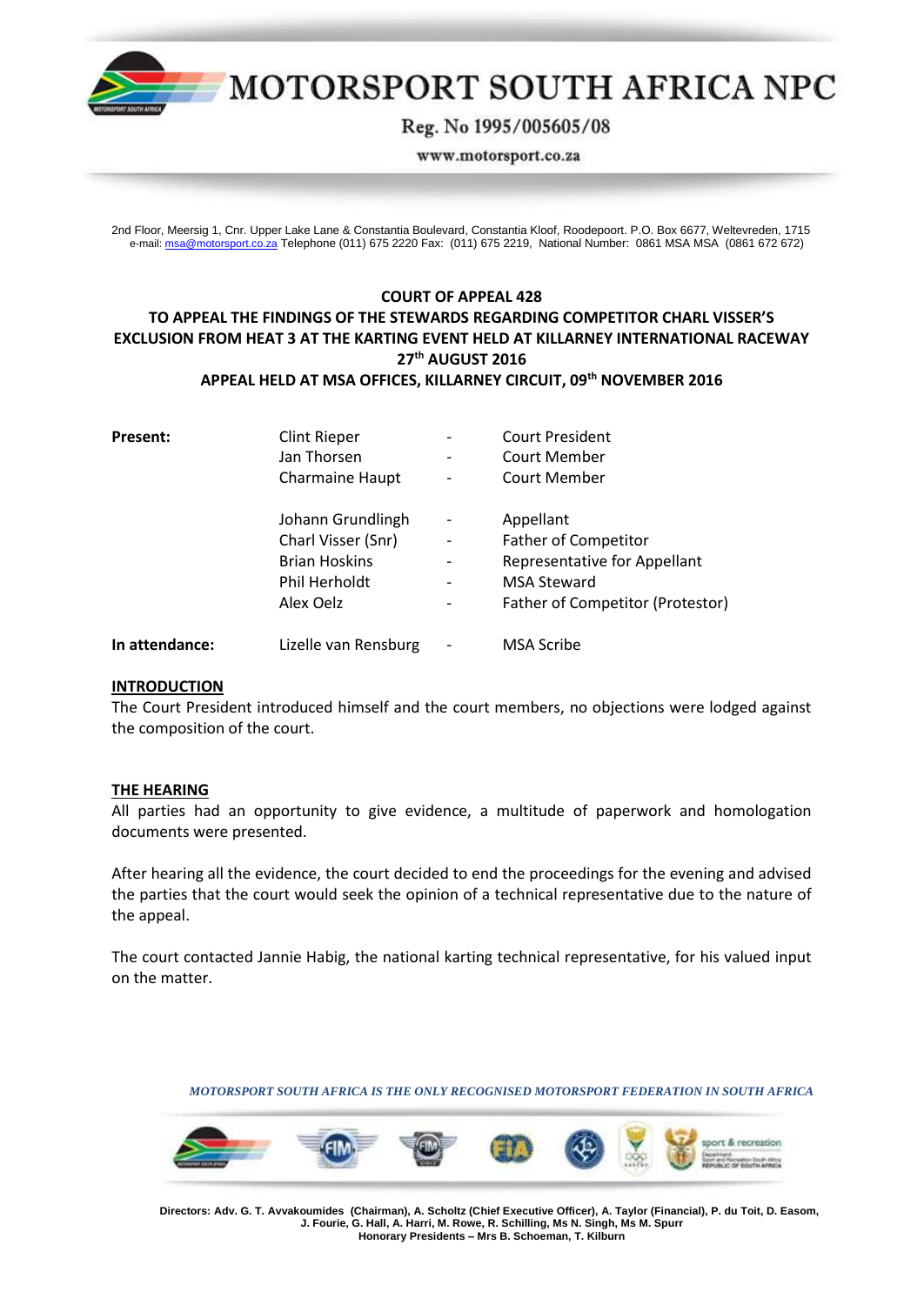# MOTORSPORT SOUTH AFRICA NPC

Reg. No 1995/005605/08

www.motorsport.co.za

2nd Floor, Meersig 1, Cnr. Upper Lake Lane & Constantia Boulevard, Constantia Kloof, Roodepoort. P.O. Box 6677, Weltevreden, 1715
e-mail: msa@motorsport.co.za Telephone (011) 675 2220 Fax: (011) 675 2219, National Number: 0861 MSA MSA (0861 672 672)

**COURT OF APPEAL 428**
**TO APPEAL THE FINDINGS OF THE STEWARDS REGARDING COMPETITOR CHARL VISSER'S EXCLUSION FROM HEAT 3 AT THE KARTING EVENT HELD AT KILLARNEY INTERNATIONAL RACEWAY 27th AUGUST 2016**
**APPEAL HELD AT MSA OFFICES, KILLARNEY CIRCUIT, 09th NOVEMBER 2016**

| | | | |
|---|---|---|---|
| **Present:** | Clint Rieper | - | Court President |
| | Jan Thorsen | - | Court Member |
| | Charmaine Haupt | - | Court Member |
| | | | |
| | Johann Grundlingh | - | Appellant |
| | Charl Visser (Snr) | - | Father of Competitor |
| | Brian Hoskins | - | Representative for Appellant |
| | Phil Herholdt | - | MSA Steward |
| | Alex Oelz | - | Father of Competitor (Protestor) |
| **In attendance:** | Lizelle van Rensburg | - | MSA Scribe |

**INTRODUCTION**

The Court President introduced himself and the court members, no objections were lodged against the composition of the court.

**THE HEARING**

All parties had an opportunity to give evidence, a multitude of paperwork and homologation documents were presented.

After hearing all the evidence, the court decided to end the proceedings for the evening and advised the parties that the court would seek the opinion of a technical representative due to the nature of the appeal.

The court contacted Jannie Habig, the national karting technical representative, for his valued input on the matter.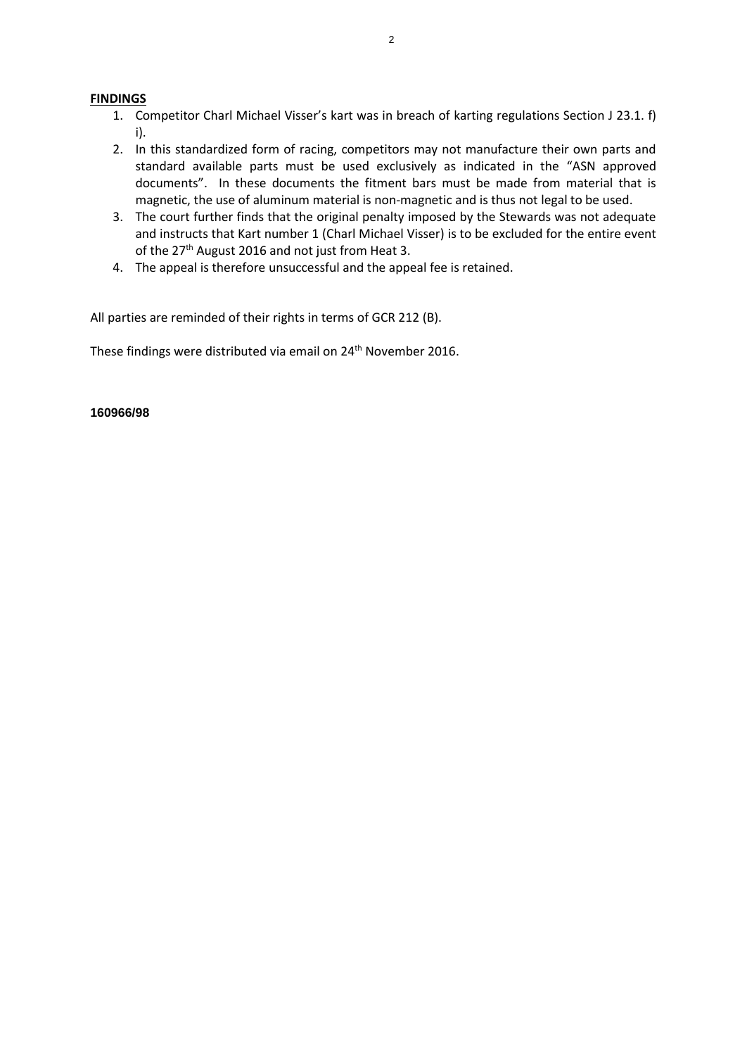**FINDINGS**

1. Competitor Charl Michael Visser's kart was in breach of karting regulations Section J 23.1. f) i).
2. In this standardized form of racing, competitors may not manufacture their own parts and standard available parts must be used exclusively as indicated in the "ASN approved documents". In these documents the fitment bars must be made from material that is magnetic, the use of aluminum material is non-magnetic and is thus not legal to be used.
3. The court further finds that the original penalty imposed by the Stewards was not adequate and instructs that Kart number 1 (Charl Michael Visser) is to be excluded for the entire event of the 27th August 2016 and not just from Heat 3.
4. The appeal is therefore unsuccessful and the appeal fee is retained.

All parties are reminded of their rights in terms of GCR 212 (B).

These findings were distributed via email on 24th November 2016.

**160966/98**